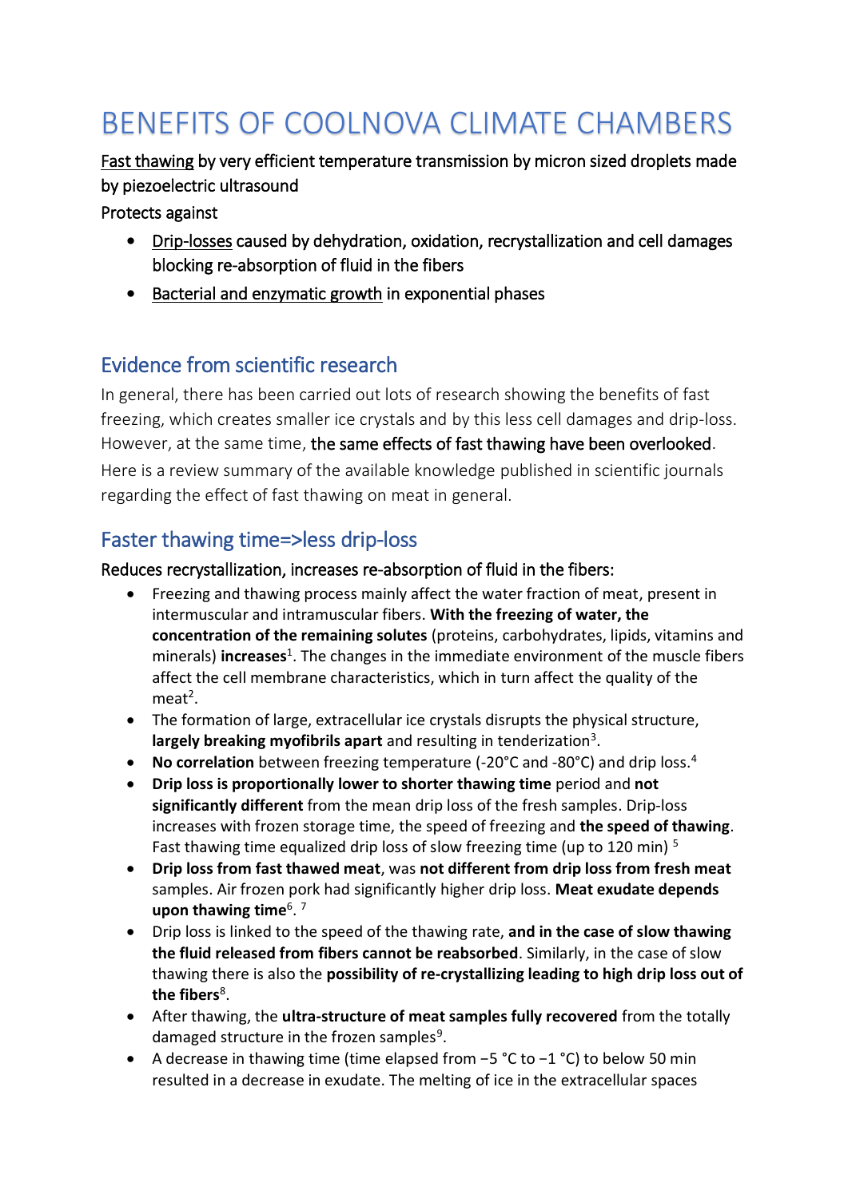# BENEFITS OF COOLNOVA CLIMATE CHAMBERS

Fast thawing by very efficient temperature transmission by micron sized droplets made by piezoelectric ultrasound

Protects against

- Drip-losses caused by dehydration, oxidation, recrystallization and cell damages blocking re-absorption of fluid in the fibers
- Bacterial and enzymatic growth in exponential phases

## Evidence from scientific research

In general, there has been carried out lots of research showing the benefits of fast freezing, which creates smaller ice crystals and by this less cell damages and drip-loss. However, at the same time, the same effects of fast thawing have been overlooked. Here is a review summary of the available knowledge published in scientific journals regarding the effect of fast thawing on meat in general.

## Faster thawing time=>less drip-loss

Reduces recrystallization, increases re-absorption of fluid in the fibers:

- Freezing and thawing process mainly affect the water fraction of meat, present in intermuscular and intramuscular fibers. **With the freezing of water, the concentration of the remaining solutes** (proteins, carbohydrates, lipids, vitamins and minerals) **increases**[1]. The changes in the immediate environment of the muscle fibers affect the cell membrane characteristics, which in turn affect the quality of the meat[2].
- The formation of large, extracellular ice crystals disrupts the physical structure, **largely breaking myofibrils apart** and resulting in tenderization[3].
- **No correlation** between freezing temperature (-20°C and -80°C) and drip loss.[4]
- **Drip loss is proportionally lower to shorter thawing time** period and **not significantly different** from the mean drip loss of the fresh samples. Drip-loss increases with frozen storage time, the speed of freezing and **the speed of thawing**. Fast thawing time equalized drip loss of slow freezing time (up to 120 min) [5]
- **Drip loss from fast thawed meat**, was **not different from drip loss from fresh meat** samples. Air frozen pork had significantly higher drip loss. **Meat exudate depends upon thawing time**[6]. [7]
- Drip loss is linked to the speed of the thawing rate, **and in the case of slow thawing the fluid released from fibers cannot be reabsorbed**. Similarly, in the case of slow thawing there is also the **possibility of re-crystallizing leading to high drip loss out of the fibers**[8].
- After thawing, the **ultra-structure of meat samples fully recovered** from the totally damaged structure in the frozen samples[9].
- A decrease in thawing time (time elapsed from −5 °C to −1 °C) to below 50 min resulted in a decrease in exudate. The melting of ice in the extracellular spaces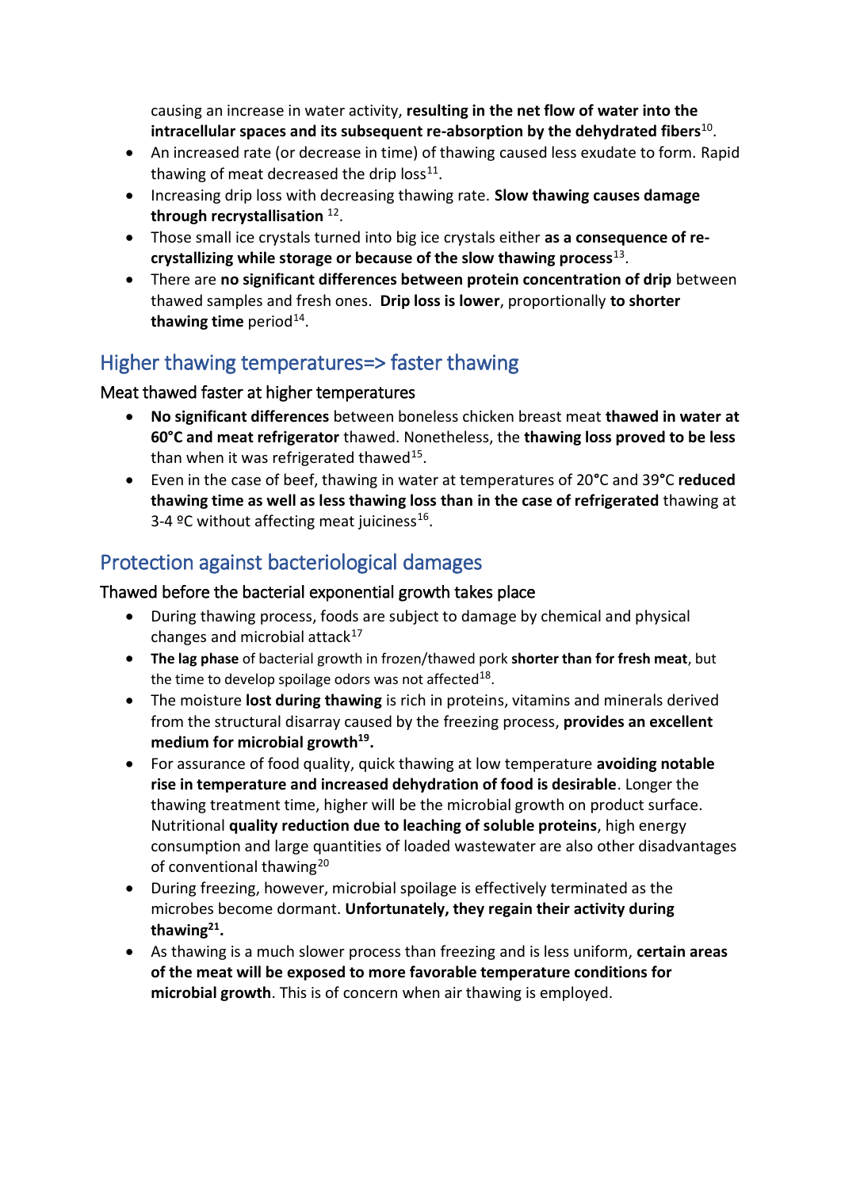causing an increase in water activity, **resulting in the net flow of water into the intracellular spaces and its subsequent re-absorption by the dehydrated fibers**[10].

- An increased rate (or decrease in time) of thawing caused less exudate to form. Rapid thawing of meat decreased the drip loss[11].
- Increasing drip loss with decreasing thawing rate. **Slow thawing causes damage through recrystallisation** [12].
- Those small ice crystals turned into big ice crystals either **as a consequence of re-crystallizing while storage or because of the slow thawing process**[13].
- There are **no significant differences between protein concentration of drip** between thawed samples and fresh ones. **Drip loss is lower**, proportionally **to shorter thawing time** period[14].

## Higher thawing temperatures=> faster thawing

### Meat thawed faster at higher temperatures

- **No significant differences** between boneless chicken breast meat **thawed in water at 60°C and meat refrigerator** thawed. Nonetheless, the **thawing loss proved to be less** than when it was refrigerated thawed[15].
- Even in the case of beef, thawing in water at temperatures of 20°C and 39°C **reduced thawing time as well as less thawing loss than in the case of refrigerated** thawing at 3-4 ºC without affecting meat juiciness[16].

## Protection against bacteriological damages

### Thawed before the bacterial exponential growth takes place

- During thawing process, foods are subject to damage by chemical and physical changes and microbial attack[17]
- **The lag phase** of bacterial growth in frozen/thawed pork **shorter than for fresh meat**, but the time to develop spoilage odors was not affected[18].
- The moisture **lost during thawing** is rich in proteins, vitamins and minerals derived from the structural disarray caused by the freezing process, **provides an excellent medium for microbial growth[19].**
- For assurance of food quality, quick thawing at low temperature **avoiding notable rise in temperature and increased dehydration of food is desirable**. Longer the thawing treatment time, higher will be the microbial growth on product surface. Nutritional **quality reduction due to leaching of soluble proteins**, high energy consumption and large quantities of loaded wastewater are also other disadvantages of conventional thawing[20]
- During freezing, however, microbial spoilage is effectively terminated as the microbes become dormant. **Unfortunately, they regain their activity during thawing[21].**
- As thawing is a much slower process than freezing and is less uniform, **certain areas of the meat will be exposed to more favorable temperature conditions for microbial growth**. This is of concern when air thawing is employed.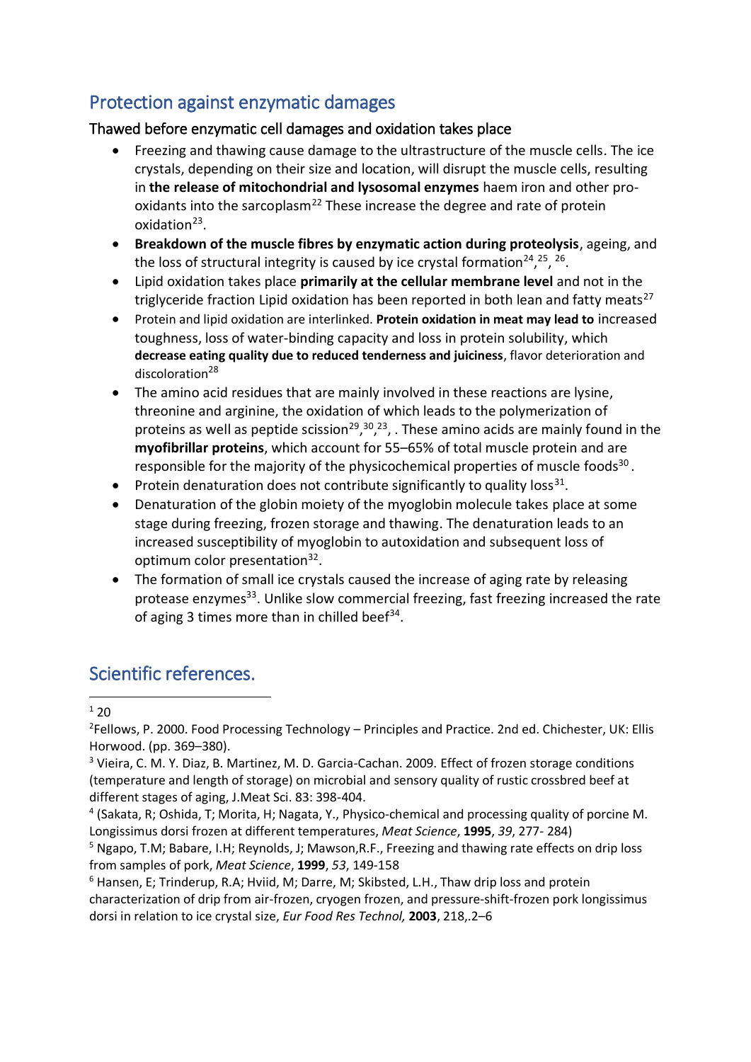## Protection against enzymatic damages

### Thawed before enzymatic cell damages and oxidation takes place

- Freezing and thawing cause damage to the ultrastructure of the muscle cells. The ice crystals, depending on their size and location, will disrupt the muscle cells, resulting in **the release of mitochondrial and lysosomal enzymes** haem iron and other pro-oxidants into the sarcoplasm[22] These increase the degree and rate of protein oxidation[23].
- **Breakdown of the muscle fibres by enzymatic action during proteolysis**, ageing, and the loss of structural integrity is caused by ice crystal formation[24],[25], [26].
- Lipid oxidation takes place **primarily at the cellular membrane level** and not in the triglyceride fraction Lipid oxidation has been reported in both lean and fatty meats[27]
- Protein and lipid oxidation are interlinked. **Protein oxidation in meat may lead to** increased toughness, loss of water-binding capacity and loss in protein solubility, which **decrease eating quality due to reduced tenderness and juiciness**, flavor deterioration and discoloration[28]
- The amino acid residues that are mainly involved in these reactions are lysine, threonine and arginine, the oxidation of which leads to the polymerization of proteins as well as peptide scission[29],[30],[23], . These amino acids are mainly found in the **myofibrillar proteins**, which account for 55–65% of total muscle protein and are responsible for the majority of the physicochemical properties of muscle foods[30] .
- Protein denaturation does not contribute significantly to quality loss[31].
- Denaturation of the globin moiety of the myoglobin molecule takes place at some stage during freezing, frozen storage and thawing. The denaturation leads to an increased susceptibility of myoglobin to autoxidation and subsequent loss of optimum color presentation[32].
- The formation of small ice crystals caused the increase of aging rate by releasing protease enzymes[33]. Unlike slow commercial freezing, fast freezing increased the rate of aging 3 times more than in chilled beef[34].

## Scientific references.

[1] 20

[2] Fellows, P. 2000. Food Processing Technology – Principles and Practice. 2nd ed. Chichester, UK: Ellis Horwood. (pp. 369–380).

[3] Vieira, C. M. Y. Diaz, B. Martinez, M. D. Garcia-Cachan. 2009. Effect of frozen storage conditions (temperature and length of storage) on microbial and sensory quality of rustic crossbred beef at different stages of aging, J.Meat Sci. 83: 398-404.

[4] (Sakata, R; Oshida, T; Morita, H; Nagata, Y., Physico-chemical and processing quality of porcine M. Longissimus dorsi frozen at different temperatures, *Meat Science*, **1995**, *39*, 277- 284)

[5] Ngapo, T.M; Babare, I.H; Reynolds, J; Mawson,R.F., Freezing and thawing rate effects on drip loss from samples of pork, *Meat Science*, **1999**, *53*, 149-158

[6] Hansen, E; Trinderup, R.A; Hviid, M; Darre, M; Skibsted, L.H., Thaw drip loss and protein characterization of drip from air-frozen, cryogen frozen, and pressure-shift-frozen pork longissimus dorsi in relation to ice crystal size, *Eur Food Res Technol,* **2003**, 218,.2–6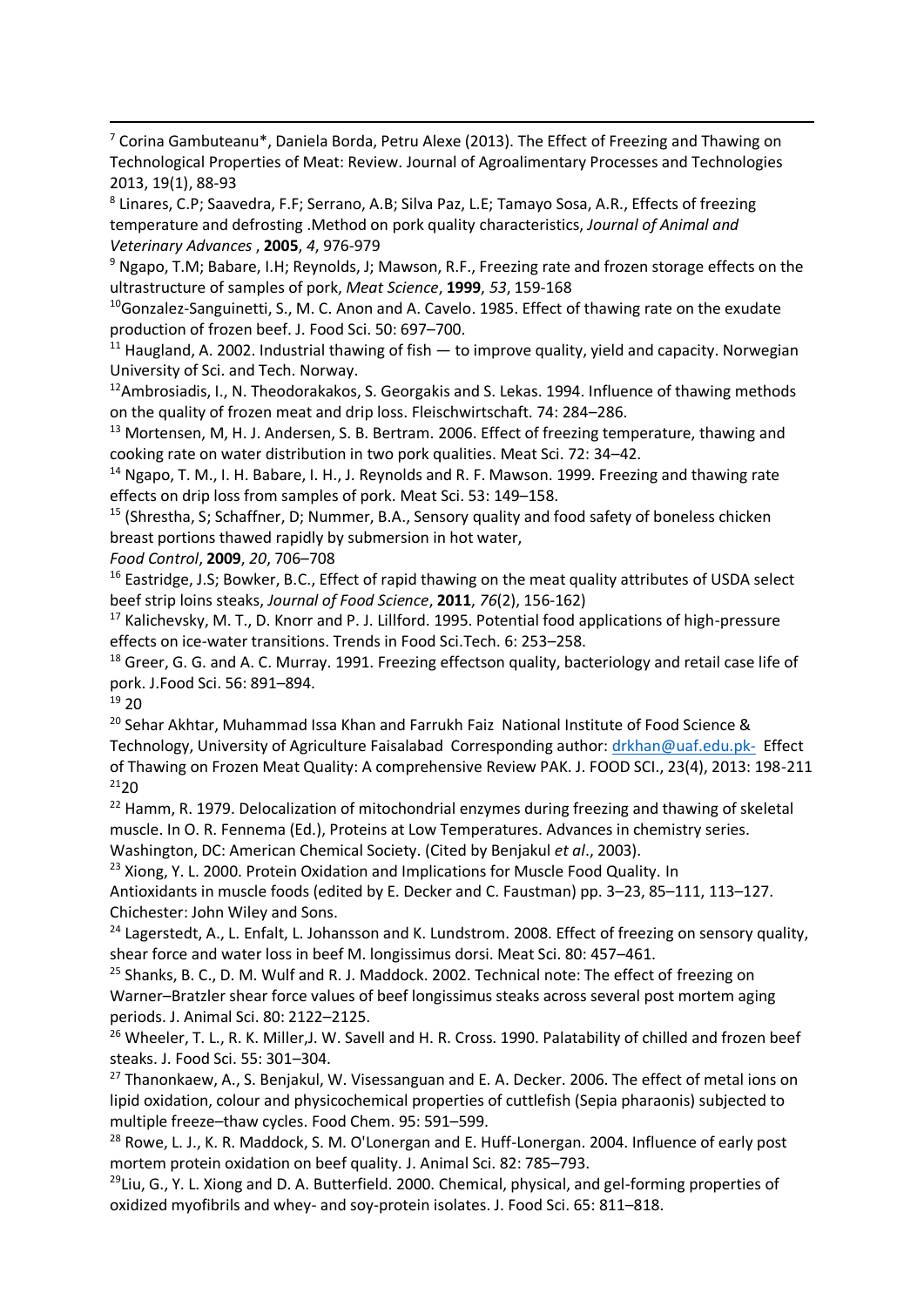[7] Corina Gambuteanu*, Daniela Borda, Petru Alexe (2013). The Effect of Freezing and Thawing on Technological Properties of Meat: Review. Journal of Agroalimentary Processes and Technologies 2013, 19(1), 88-93

[8] Linares, C.P; Saavedra, F.F; Serrano, A.B; Silva Paz, L.E; Tamayo Sosa, A.R., Effects of freezing temperature and defrosting .Method on pork quality characteristics, *Journal of Animal and Veterinary Advances* , **2005**, *4*, 976-979

[9] Ngapo, T.M; Babare, I.H; Reynolds, J; Mawson, R.F., Freezing rate and frozen storage effects on the ultrastructure of samples of pork, *Meat Science*, **1999**, *53*, 159-168

[10] Gonzalez-Sanguinetti, S., M. C. Anon and A. Cavelo. 1985. Effect of thawing rate on the exudate production of frozen beef. J. Food Sci. 50: 697–700.

[11] Haugland, A. 2002. Industrial thawing of fish — to improve quality, yield and capacity. Norwegian University of Sci. and Tech. Norway.

[12] Ambrosiadis, I., N. Theodorakakos, S. Georgakis and S. Lekas. 1994. Influence of thawing methods on the quality of frozen meat and drip loss. Fleischwirtschaft. 74: 284–286.

[13] Mortensen, M, H. J. Andersen, S. B. Bertram. 2006. Effect of freezing temperature, thawing and cooking rate on water distribution in two pork qualities. Meat Sci. 72: 34–42.

[14] Ngapo, T. M., I. H. Babare, I. H., J. Reynolds and R. F. Mawson. 1999. Freezing and thawing rate effects on drip loss from samples of pork. Meat Sci. 53: 149–158.

[15] (Shrestha, S; Schaffner, D; Nummer, B.A., Sensory quality and food safety of boneless chicken breast portions thawed rapidly by submersion in hot water,
*Food Control*, **2009**, *20*, 706–708

[16] Eastridge, J.S; Bowker, B.C., Effect of rapid thawing on the meat quality attributes of USDA select beef strip loins steaks, *Journal of Food Science*, **2011**, *76*(2), 156-162)

[17] Kalichevsky, M. T., D. Knorr and P. J. Lillford. 1995. Potential food applications of high-pressure effects on ice-water transitions. Trends in Food Sci.Tech. 6: 253–258.

[18] Greer, G. G. and A. C. Murray. 1991. Freezing effectson quality, bacteriology and retail case life of pork. J.Food Sci. 56: 891–894.

[19] 20

[20] Sehar Akhtar, Muhammad Issa Khan and Farrukh Faiz National Institute of Food Science & Technology, University of Agriculture Faisalabad Corresponding author: drkhan@uaf.edu.pk- Effect of Thawing on Frozen Meat Quality: A comprehensive Review PAK. J. FOOD SCI., 23(4), 2013: 198-211

[21] 20

[22] Hamm, R. 1979. Delocalization of mitochondrial enzymes during freezing and thawing of skeletal muscle. In O. R. Fennema (Ed.), Proteins at Low Temperatures. Advances in chemistry series. Washington, DC: American Chemical Society. (Cited by Benjakul *et al*., 2003).

[23] Xiong, Y. L. 2000. Protein Oxidation and Implications for Muscle Food Quality. In Antioxidants in muscle foods (edited by E. Decker and C. Faustman) pp. 3–23, 85–111, 113–127. Chichester: John Wiley and Sons.

[24] Lagerstedt, A., L. Enfalt, L. Johansson and K. Lundstrom. 2008. Effect of freezing on sensory quality, shear force and water loss in beef M. longissimus dorsi. Meat Sci. 80: 457–461.

[25] Shanks, B. C., D. M. Wulf and R. J. Maddock. 2002. Technical note: The effect of freezing on Warner–Bratzler shear force values of beef longissimus steaks across several post mortem aging periods. J. Animal Sci. 80: 2122–2125.

[26] Wheeler, T. L., R. K. Miller,J. W. Savell and H. R. Cross. 1990. Palatability of chilled and frozen beef steaks. J. Food Sci. 55: 301–304.

[27] Thanonkaew, A., S. Benjakul, W. Visessanguan and E. A. Decker. 2006. The effect of metal ions on lipid oxidation, colour and physicochemical properties of cuttlefish (Sepia pharaonis) subjected to multiple freeze–thaw cycles. Food Chem. 95: 591–599.

[28] Rowe, L. J., K. R. Maddock, S. M. O'Lonergan and E. Huff-Lonergan. 2004. Influence of early post mortem protein oxidation on beef quality. J. Animal Sci. 82: 785–793.

[29] Liu, G., Y. L. Xiong and D. A. Butterfield. 2000. Chemical, physical, and gel-forming properties of oxidized myofibrils and whey- and soy-protein isolates. J. Food Sci. 65: 811–818.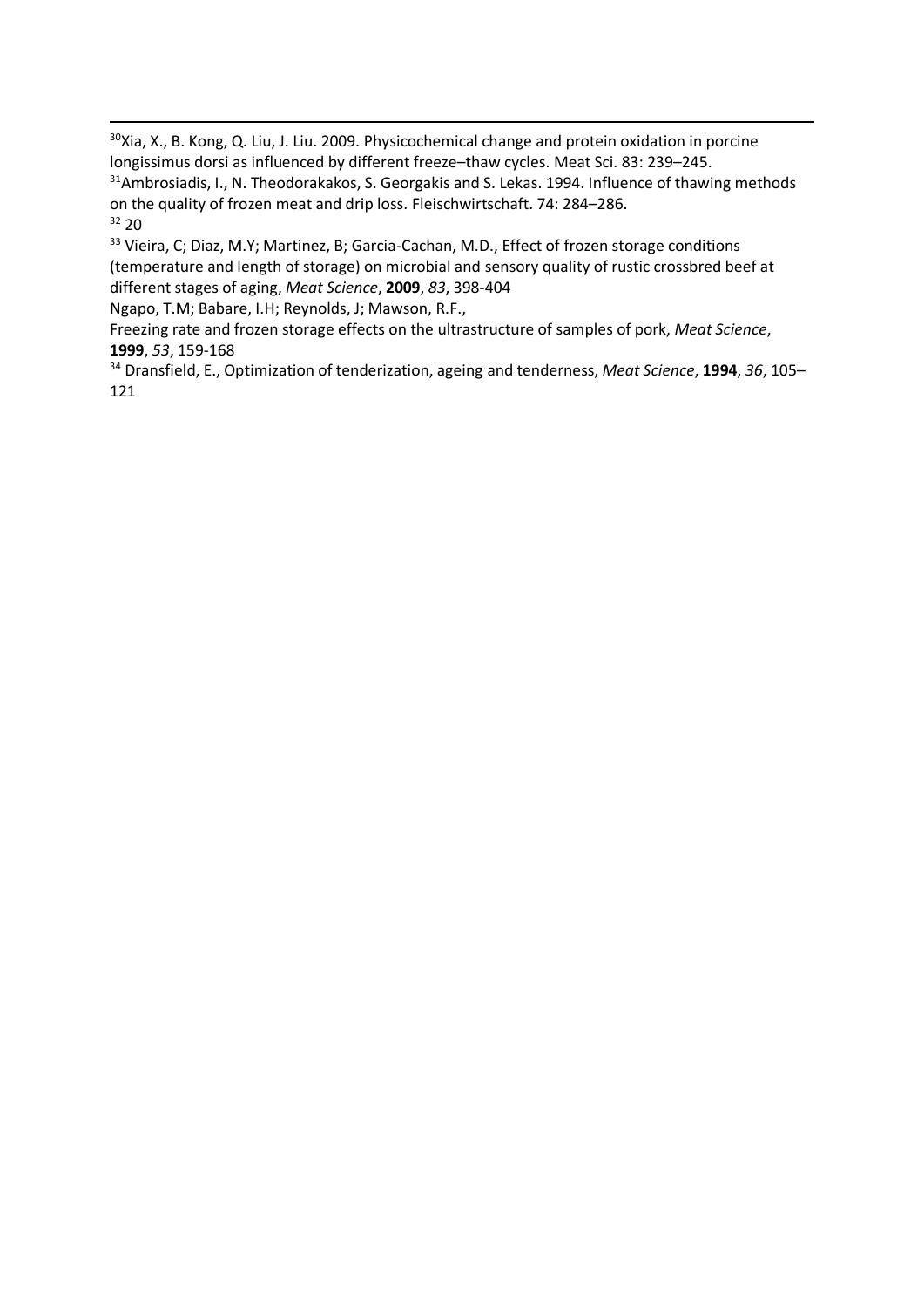[30]Xia, X., B. Kong, Q. Liu, J. Liu. 2009. Physicochemical change and protein oxidation in porcine longissimus dorsi as influenced by different freeze–thaw cycles. Meat Sci. 83: 239–245.

[31]Ambrosiadis, I., N. Theodorakakos, S. Georgakis and S. Lekas. 1994. Influence of thawing methods on the quality of frozen meat and drip loss. Fleischwirtschaft. 74: 284–286.

[32] 20

[33] Vieira, C; Diaz, M.Y; Martinez, B; Garcia-Cachan, M.D., Effect of frozen storage conditions (temperature and length of storage) on microbial and sensory quality of rustic crossbred beef at different stages of aging, *Meat Science*, **2009**, *83*, 398-404

Ngapo, T.M; Babare, I.H; Reynolds, J; Mawson, R.F.,
Freezing rate and frozen storage effects on the ultrastructure of samples of pork, *Meat Science*, **1999**, *53*, 159-168

[34] Dransfield, E., Optimization of tenderization, ageing and tenderness, *Meat Science*, **1994**, *36*, 105–121